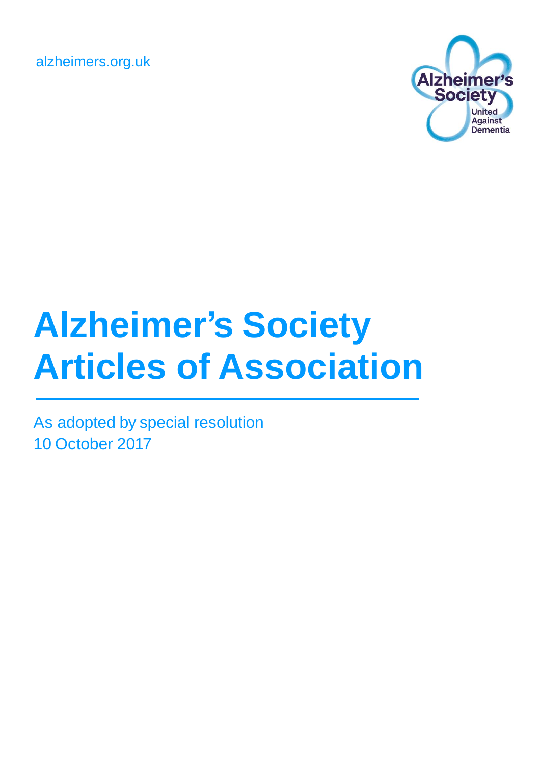alzheimers.org.uk

Alzheimer's Society
United Against Dementia

# Alzheimer's Society Articles of Association

As adopted by special resolution
10 October 2017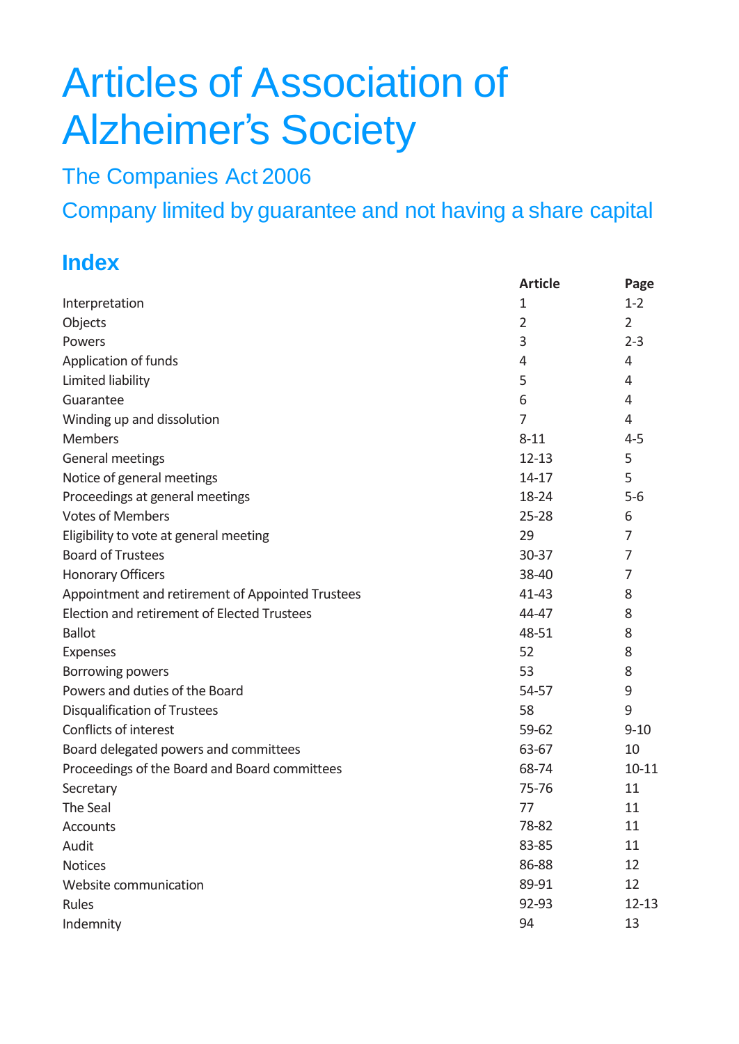# Articles of Association of Alzheimer's Society

## The Companies Act 2006

## Company limited by guarantee and not having a share capital

## Index

| | Article | Page |
|---|---|---|
| Interpretation | 1 | 1-2 |
| Objects | 2 | 2 |
| Powers | 3 | 2-3 |
| Application of funds | 4 | 4 |
| Limited liability | 5 | 4 |
| Guarantee | 6 | 4 |
| Winding up and dissolution | 7 | 4 |
| Members | 8-11 | 4-5 |
| General meetings | 12-13 | 5 |
| Notice of general meetings | 14-17 | 5 |
| Proceedings at general meetings | 18-24 | 5-6 |
| Votes of Members | 25-28 | 6 |
| Eligibility to vote at general meeting | 29 | 7 |
| Board of Trustees | 30-37 | 7 |
| Honorary Officers | 38-40 | 7 |
| Appointment and retirement of Appointed Trustees | 41-43 | 8 |
| Election and retirement of Elected Trustees | 44-47 | 8 |
| Ballot | 48-51 | 8 |
| Expenses | 52 | 8 |
| Borrowing powers | 53 | 8 |
| Powers and duties of the Board | 54-57 | 9 |
| Disqualification of Trustees | 58 | 9 |
| Conflicts of interest | 59-62 | 9-10 |
| Board delegated powers and committees | 63-67 | 10 |
| Proceedings of the Board and Board committees | 68-74 | 10-11 |
| Secretary | 75-76 | 11 |
| The Seal | 77 | 11 |
| Accounts | 78-82 | 11 |
| Audit | 83-85 | 11 |
| Notices | 86-88 | 12 |
| Website communication | 89-91 | 12 |
| Rules | 92-93 | 12-13 |
| Indemnity | 94 | 13 |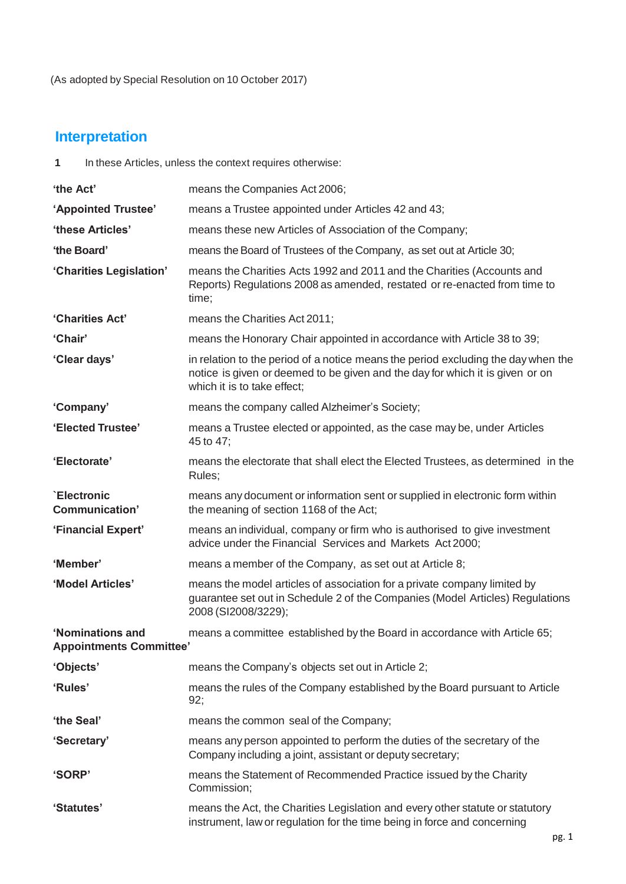(As adopted by Special Resolution on 10 October 2017)

## Interpretation

**1** In these Articles, unless the context requires otherwise:

| | |
|---|---|
| **'the Act'** | means the Companies Act 2006; |
| **'Appointed Trustee'** | means a Trustee appointed under Articles 42 and 43; |
| **'these Articles'** | means these new Articles of Association of the Company; |
| **'the Board'** | means the Board of Trustees of the Company, as set out at Article 30; |
| **'Charities Legislation'** | means the Charities Acts 1992 and 2011 and the Charities (Accounts and Reports) Regulations 2008 as amended, restated or re-enacted from time to time; |
| **'Charities Act'** | means the Charities Act 2011; |
| **'Chair'** | means the Honorary Chair appointed in accordance with Article 38 to 39; |
| **'Clear days'** | in relation to the period of a notice means the period excluding the day when the notice is given or deemed to be given and the day for which it is given or on which it is to take effect; |
| **'Company'** | means the company called Alzheimer's Society; |
| **'Elected Trustee'** | means a Trustee elected or appointed, as the case may be, under Articles 45 to 47; |
| **'Electorate'** | means the electorate that shall elect the Elected Trustees, as determined in the Rules; |
| **`Electronic Communication'** | means any document or information sent or supplied in electronic form within the meaning of section 1168 of the Act; |
| **'Financial Expert'** | means an individual, company or firm who is authorised to give investment advice under the Financial Services and Markets Act 2000; |
| **'Member'** | means a member of the Company, as set out at Article 8; |
| **'Model Articles'** | means the model articles of association for a private company limited by guarantee set out in Schedule 2 of the Companies (Model Articles) Regulations 2008 (SI2008/3229); |
| **'Nominations and Appointments Committee'** | means a committee established by the Board in accordance with Article 65; |
| **'Objects'** | means the Company's objects set out in Article 2; |
| **'Rules'** | means the rules of the Company established by the Board pursuant to Article 92; |
| **'the Seal'** | means the common seal of the Company; |
| **'Secretary'** | means any person appointed to perform the duties of the secretary of the Company including a joint, assistant or deputy secretary; |
| **'SORP'** | means the Statement of Recommended Practice issued by the Charity Commission; |
| **'Statutes'** | means the Act, the Charities Legislation and every other statute or statutory instrument, law or regulation for the time being in force and concerning |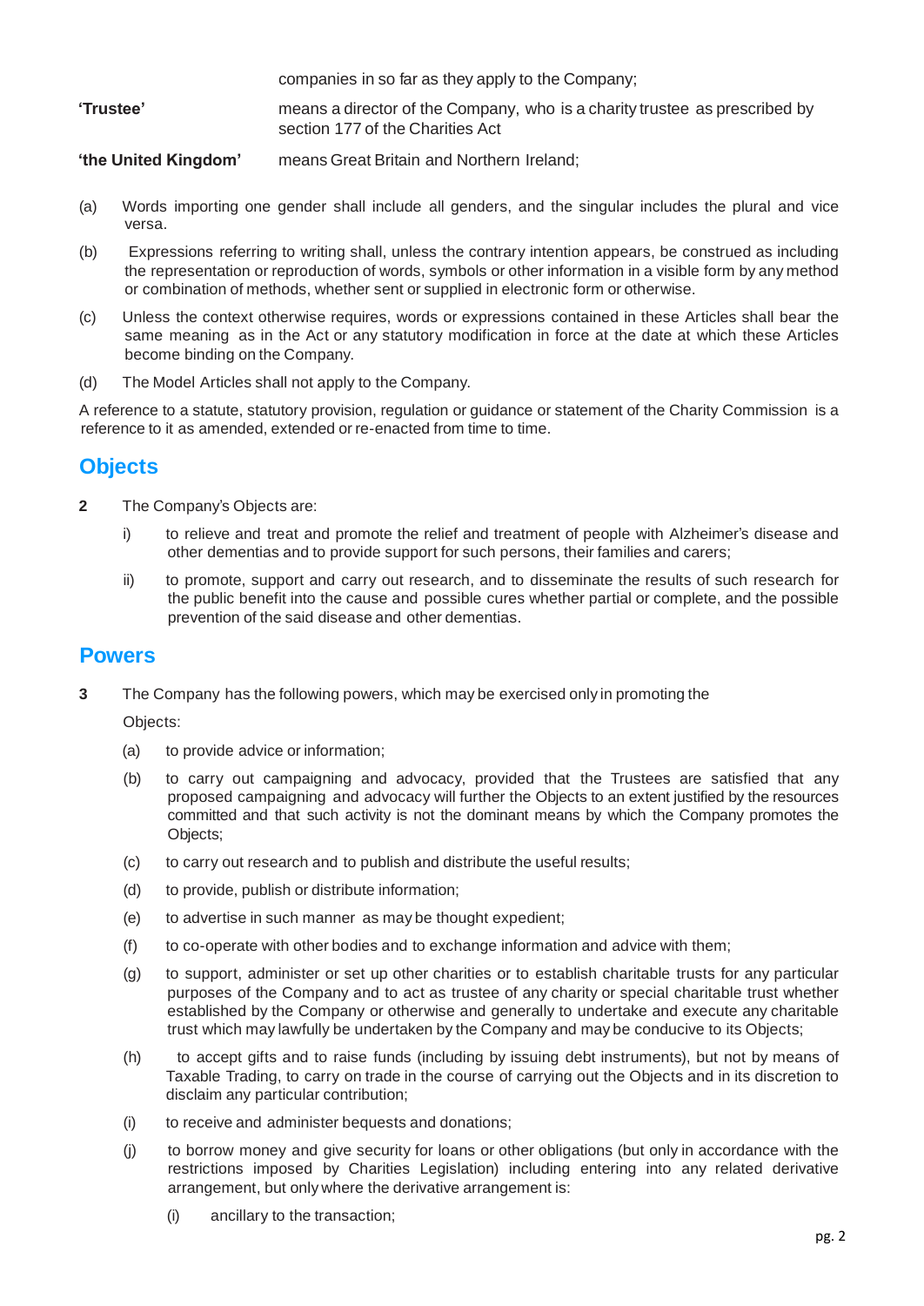companies in so far as they apply to the Company;

**'Trustee'** means a director of the Company, who is a charity trustee as prescribed by section 177 of the Charities Act

**'the United Kingdom'** means Great Britain and Northern Ireland;

(a) Words importing one gender shall include all genders, and the singular includes the plural and vice versa.

(b) Expressions referring to writing shall, unless the contrary intention appears, be construed as including the representation or reproduction of words, symbols or other information in a visible form by any method or combination of methods, whether sent or supplied in electronic form or otherwise.

(c) Unless the context otherwise requires, words or expressions contained in these Articles shall bear the same meaning as in the Act or any statutory modification in force at the date at which these Articles become binding on the Company.

(d) The Model Articles shall not apply to the Company.

A reference to a statute, statutory provision, regulation or guidance or statement of the Charity Commission is a reference to it as amended, extended or re-enacted from time to time.

## Objects

**2** The Company's Objects are:

i) to relieve and treat and promote the relief and treatment of people with Alzheimer's disease and other dementias and to provide support for such persons, their families and carers;

ii) to promote, support and carry out research, and to disseminate the results of such research for the public benefit into the cause and possible cures whether partial or complete, and the possible prevention of the said disease and other dementias.

## Powers

**3** The Company has the following powers, which may be exercised only in promoting the Objects:

(a) to provide advice or information;

(b) to carry out campaigning and advocacy, provided that the Trustees are satisfied that any proposed campaigning and advocacy will further the Objects to an extent justified by the resources committed and that such activity is not the dominant means by which the Company promotes the Objects;

(c) to carry out research and to publish and distribute the useful results;

(d) to provide, publish or distribute information;

(e) to advertise in such manner as may be thought expedient;

(f) to co-operate with other bodies and to exchange information and advice with them;

(g) to support, administer or set up other charities or to establish charitable trusts for any particular purposes of the Company and to act as trustee of any charity or special charitable trust whether established by the Company or otherwise and generally to undertake and execute any charitable trust which may lawfully be undertaken by the Company and may be conducive to its Objects;

(h) to accept gifts and to raise funds (including by issuing debt instruments), but not by means of Taxable Trading, to carry on trade in the course of carrying out the Objects and in its discretion to disclaim any particular contribution;

(i) to receive and administer bequests and donations;

(j) to borrow money and give security for loans or other obligations (but only in accordance with the restrictions imposed by Charities Legislation) including entering into any related derivative arrangement, but only where the derivative arrangement is:

(i) ancillary to the transaction;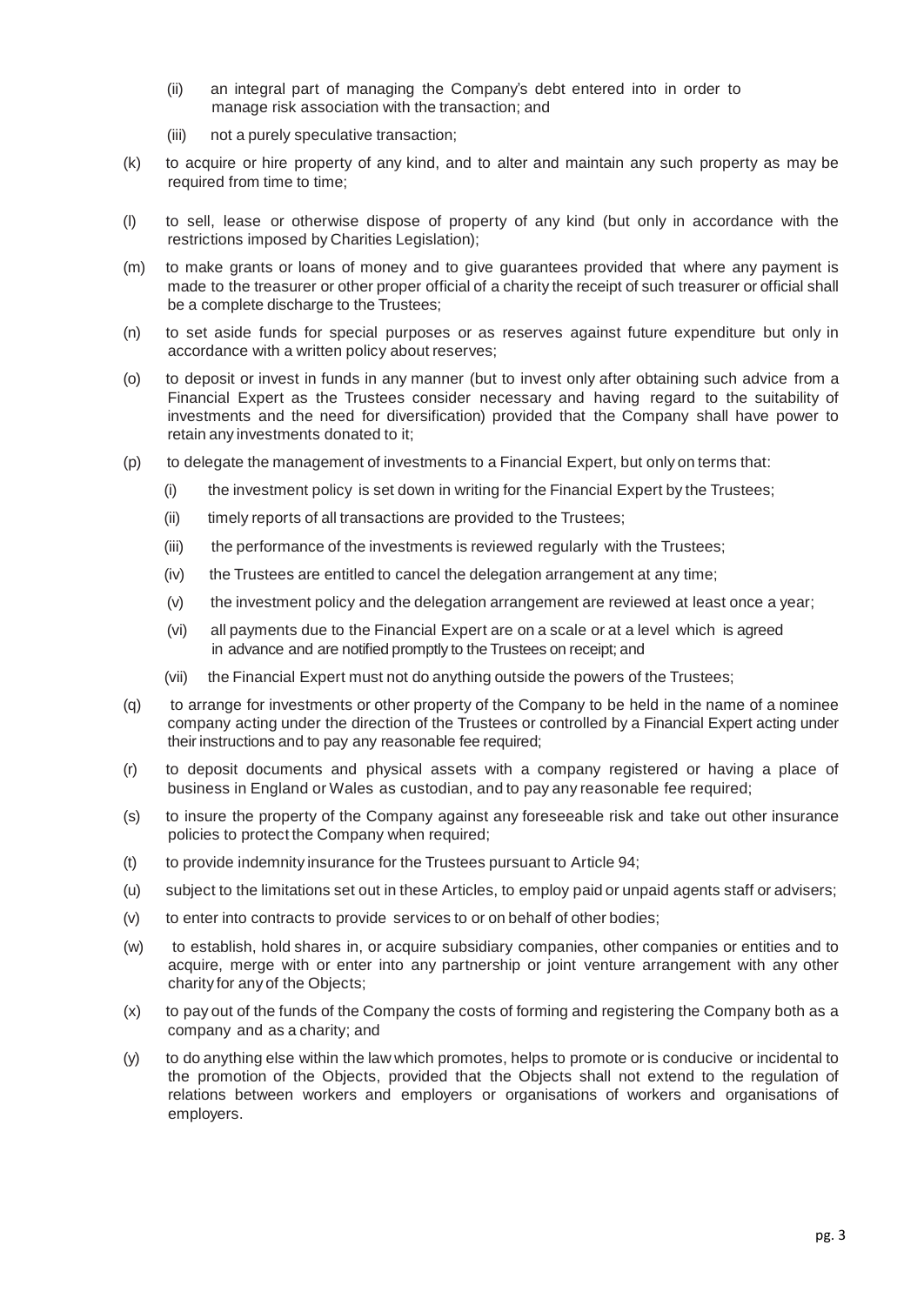(ii) an integral part of managing the Company's debt entered into in order to manage risk association with the transaction; and

(iii) not a purely speculative transaction;

(k) to acquire or hire property of any kind, and to alter and maintain any such property as may be required from time to time;

(l) to sell, lease or otherwise dispose of property of any kind (but only in accordance with the restrictions imposed by Charities Legislation);

(m) to make grants or loans of money and to give guarantees provided that where any payment is made to the treasurer or other proper official of a charity the receipt of such treasurer or official shall be a complete discharge to the Trustees;

(n) to set aside funds for special purposes or as reserves against future expenditure but only in accordance with a written policy about reserves;

(o) to deposit or invest in funds in any manner (but to invest only after obtaining such advice from a Financial Expert as the Trustees consider necessary and having regard to the suitability of investments and the need for diversification) provided that the Company shall have power to retain any investments donated to it;

(p) to delegate the management of investments to a Financial Expert, but only on terms that:

(i) the investment policy is set down in writing for the Financial Expert by the Trustees;

(ii) timely reports of all transactions are provided to the Trustees;

(iii) the performance of the investments is reviewed regularly with the Trustees;

(iv) the Trustees are entitled to cancel the delegation arrangement at any time;

(v) the investment policy and the delegation arrangement are reviewed at least once a year;

(vi) all payments due to the Financial Expert are on a scale or at a level which is agreed in advance and are notified promptly to the Trustees on receipt; and

(vii) the Financial Expert must not do anything outside the powers of the Trustees;

(q) to arrange for investments or other property of the Company to be held in the name of a nominee company acting under the direction of the Trustees or controlled by a Financial Expert acting under their instructions and to pay any reasonable fee required;

(r) to deposit documents and physical assets with a company registered or having a place of business in England or Wales as custodian, and to pay any reasonable fee required;

(s) to insure the property of the Company against any foreseeable risk and take out other insurance policies to protect the Company when required;

(t) to provide indemnity insurance for the Trustees pursuant to Article 94;

(u) subject to the limitations set out in these Articles, to employ paid or unpaid agents staff or advisers;

(v) to enter into contracts to provide services to or on behalf of other bodies;

(w) to establish, hold shares in, or acquire subsidiary companies, other companies or entities and to acquire, merge with or enter into any partnership or joint venture arrangement with any other charity for any of the Objects;

(x) to pay out of the funds of the Company the costs of forming and registering the Company both as a company and as a charity; and

(y) to do anything else within the law which promotes, helps to promote or is conducive or incidental to the promotion of the Objects, provided that the Objects shall not extend to the regulation of relations between workers and employers or organisations of workers and organisations of employers.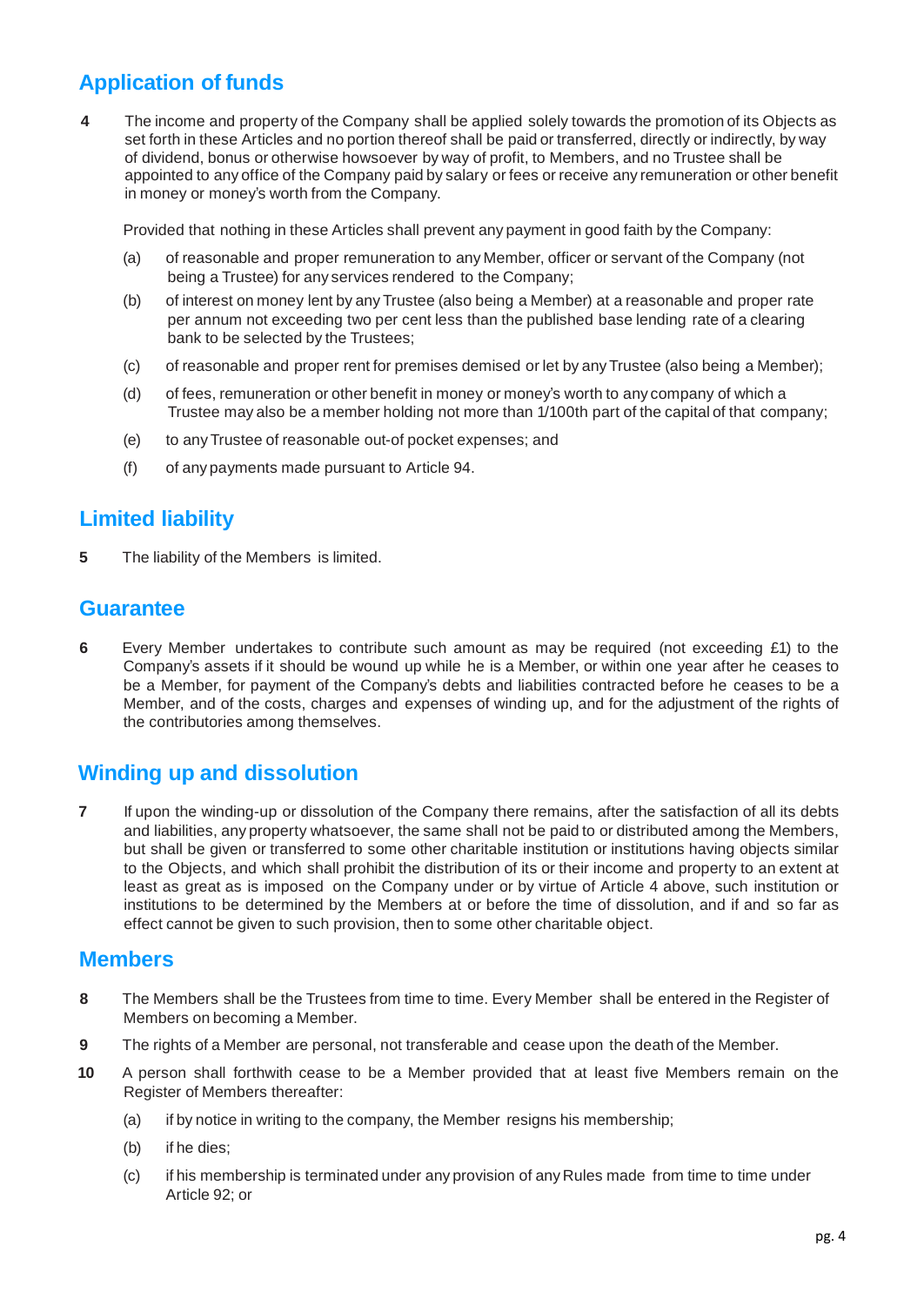## Application of funds

**4** The income and property of the Company shall be applied solely towards the promotion of its Objects as set forth in these Articles and no portion thereof shall be paid or transferred, directly or indirectly, by way of dividend, bonus or otherwise howsoever by way of profit, to Members, and no Trustee shall be appointed to any office of the Company paid by salary or fees or receive any remuneration or other benefit in money or money's worth from the Company.

Provided that nothing in these Articles shall prevent any payment in good faith by the Company:

(a) of reasonable and proper remuneration to any Member, officer or servant of the Company (not being a Trustee) for any services rendered to the Company;

(b) of interest on money lent by any Trustee (also being a Member) at a reasonable and proper rate per annum not exceeding two per cent less than the published base lending rate of a clearing bank to be selected by the Trustees;

(c) of reasonable and proper rent for premises demised or let by any Trustee (also being a Member);

(d) of fees, remuneration or other benefit in money or money's worth to any company of which a Trustee may also be a member holding not more than 1/100th part of the capital of that company;

(e) to any Trustee of reasonable out-of pocket expenses; and

(f) of any payments made pursuant to Article 94.

## Limited liability

**5** The liability of the Members is limited.

## Guarantee

**6** Every Member undertakes to contribute such amount as may be required (not exceeding £1) to the Company's assets if it should be wound up while he is a Member, or within one year after he ceases to be a Member, for payment of the Company's debts and liabilities contracted before he ceases to be a Member, and of the costs, charges and expenses of winding up, and for the adjustment of the rights of the contributories among themselves.

## Winding up and dissolution

**7** If upon the winding-up or dissolution of the Company there remains, after the satisfaction of all its debts and liabilities, any property whatsoever, the same shall not be paid to or distributed among the Members, but shall be given or transferred to some other charitable institution or institutions having objects similar to the Objects, and which shall prohibit the distribution of its or their income and property to an extent at least as great as is imposed on the Company under or by virtue of Article 4 above, such institution or institutions to be determined by the Members at or before the time of dissolution, and if and so far as effect cannot be given to such provision, then to some other charitable object.

## Members

**8** The Members shall be the Trustees from time to time. Every Member shall be entered in the Register of Members on becoming a Member.

**9** The rights of a Member are personal, not transferable and cease upon the death of the Member.

**10** A person shall forthwith cease to be a Member provided that at least five Members remain on the Register of Members thereafter:

(a) if by notice in writing to the company, the Member resigns his membership;

(b) if he dies;

(c) if his membership is terminated under any provision of any Rules made from time to time under Article 92; or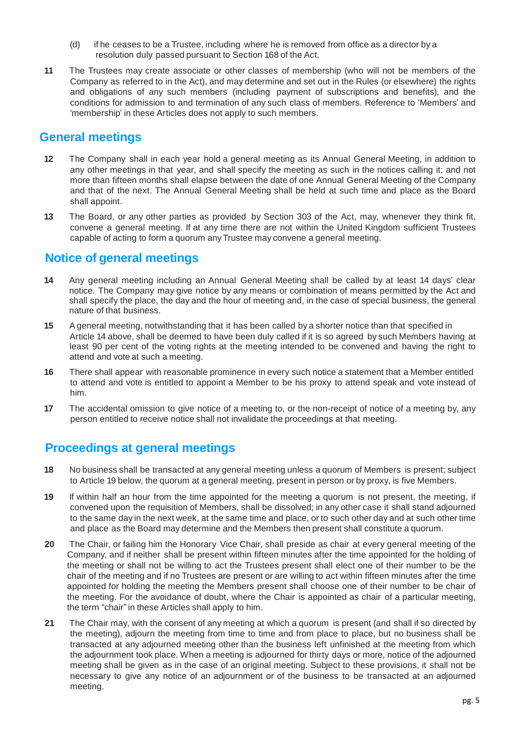(d) if he ceases to be a Trustee, including where he is removed from office as a director by a resolution duly passed pursuant to Section 168 of the Act.

**11** The Trustees may create associate or other classes of membership (who will not be members of the Company as referred to in the Act), and may determine and set out in the Rules (or elsewhere) the rights and obligations of any such members (including payment of subscriptions and benefits), and the conditions for admission to and termination of any such class of members. Reference to 'Members' and 'membership' in these Articles does not apply to such members.

## General meetings

**12** The Company shall in each year hold a general meeting as its Annual General Meeting, in addition to any other meetings in that year, and shall specify the meeting as such in the notices calling it; and not more than fifteen months shall elapse between the date of one Annual General Meeting of the Company and that of the next. The Annual General Meeting shall be held at such time and place as the Board shall appoint.

**13** The Board, or any other parties as provided by Section 303 of the Act, may, whenever they think fit, convene a general meeting. If at any time there are not within the United Kingdom sufficient Trustees capable of acting to form a quorum any Trustee may convene a general meeting.

## Notice of general meetings

**14** Any general meeting including an Annual General Meeting shall be called by at least 14 days' clear notice. The Company may give notice by any means or combination of means permitted by the Act and shall specify the place, the day and the hour of meeting and, in the case of special business, the general nature of that business.

**15** A general meeting, notwithstanding that it has been called by a shorter notice than that specified in Article 14 above, shall be deemed to have been duly called if it is so agreed by such Members having at least 90 per cent of the voting rights at the meeting intended to be convened and having the right to attend and vote at such a meeting.

**16** There shall appear with reasonable prominence in every such notice a statement that a Member entitled to attend and vote is entitled to appoint a Member to be his proxy to attend speak and vote instead of him.

**17** The accidental omission to give notice of a meeting to, or the non-receipt of notice of a meeting by, any person entitled to receive notice shall not invalidate the proceedings at that meeting.

## Proceedings at general meetings

**18** No business shall be transacted at any general meeting unless a quorum of Members is present; subject to Article 19 below, the quorum at a general meeting, present in person or by proxy, is five Members.

**19** If within half an hour from the time appointed for the meeting a quorum is not present, the meeting, if convened upon the requisition of Members, shall be dissolved; in any other case it shall stand adjourned to the same day in the next week, at the same time and place, or to such other day and at such other time and place as the Board may determine and the Members then present shall constitute a quorum.

**20** The Chair, or failing him the Honorary Vice Chair, shall preside as chair at every general meeting of the Company, and if neither shall be present within fifteen minutes after the time appointed for the holding of the meeting or shall not be willing to act the Trustees present shall elect one of their number to be the chair of the meeting and if no Trustees are present or are willing to act within fifteen minutes after the time appointed for holding the meeting the Members present shall choose one of their number to be chair of the meeting. For the avoidance of doubt, where the Chair is appointed as chair of a particular meeting, the term "chair" in these Articles shall apply to him.

**21** The Chair may, with the consent of any meeting at which a quorum is present (and shall if so directed by the meeting), adjourn the meeting from time to time and from place to place, but no business shall be transacted at any adjourned meeting other than the business left unfinished at the meeting from which the adjournment took place. When a meeting is adjourned for thirty days or more, notice of the adjourned meeting shall be given as in the case of an original meeting. Subject to these provisions, it shall not be necessary to give any notice of an adjournment or of the business to be transacted at an adjourned meeting.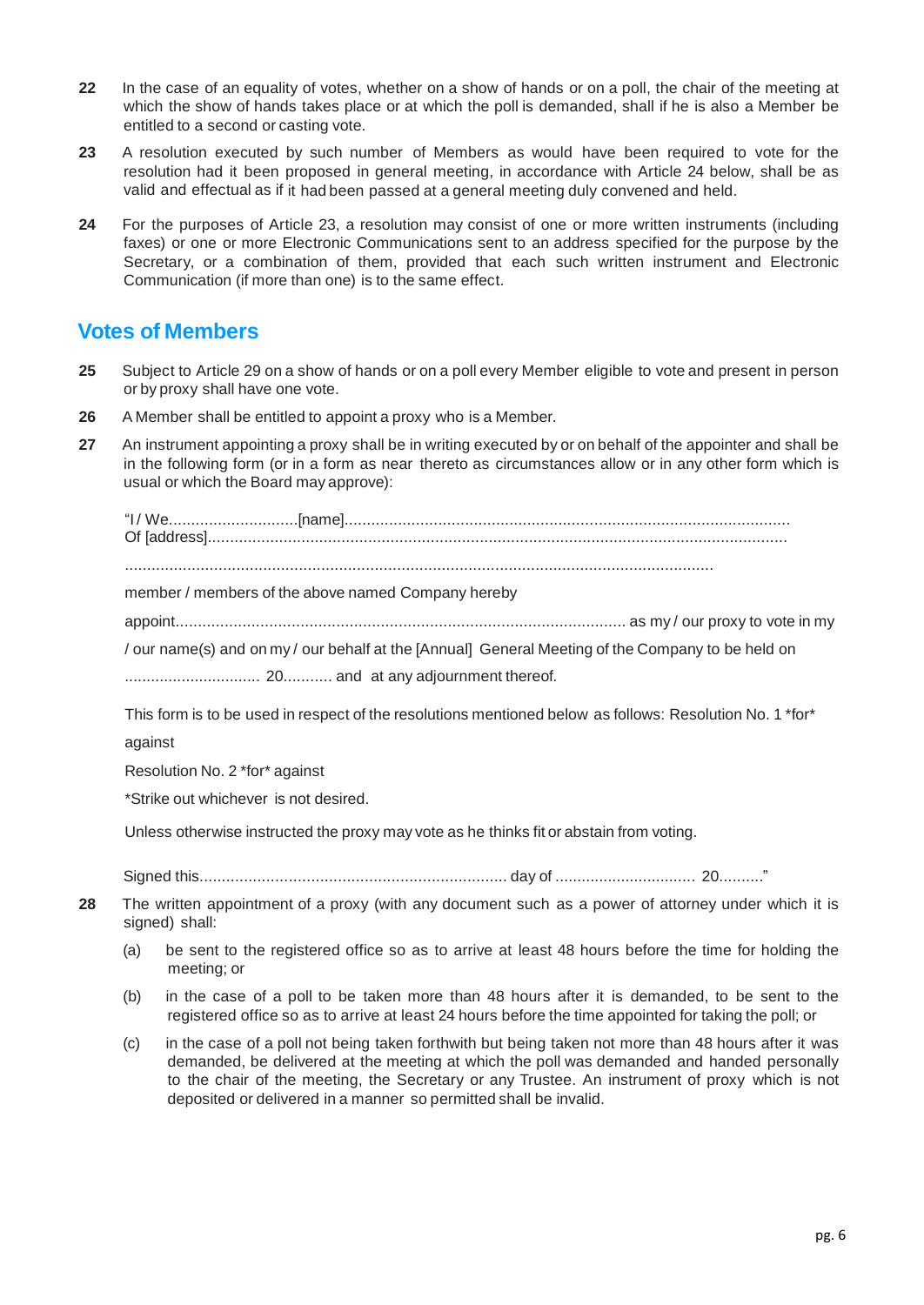**22** In the case of an equality of votes, whether on a show of hands or on a poll, the chair of the meeting at which the show of hands takes place or at which the poll is demanded, shall if he is also a Member be entitled to a second or casting vote.

**23** A resolution executed by such number of Members as would have been required to vote for the resolution had it been proposed in general meeting, in accordance with Article 24 below, shall be as valid and effectual as if it had been passed at a general meeting duly convened and held.

**24** For the purposes of Article 23, a resolution may consist of one or more written instruments (including faxes) or one or more Electronic Communications sent to an address specified for the purpose by the Secretary, or a combination of them, provided that each such written instrument and Electronic Communication (if more than one) is to the same effect.

## Votes of Members

**25** Subject to Article 29 on a show of hands or on a poll every Member eligible to vote and present in person or by proxy shall have one vote.

**26** A Member shall be entitled to appoint a proxy who is a Member.

**27** An instrument appointing a proxy shall be in writing executed by or on behalf of the appointer and shall be in the following form (or in a form as near thereto as circumstances allow or in any other form which is usual or which the Board may approve):

"I / We.............................[name]....................................................................................................
Of [address].................................................................................................................................

....................................................................................................................................

member / members of the above named Company hereby

appoint..................................................................................................... as my / our proxy to vote in my

/ our name(s) and on my / our behalf at the [Annual] General Meeting of the Company to be held on

............................... 20........... and at any adjournment thereof.

This form is to be used in respect of the resolutions mentioned below as follows: Resolution No. 1 *for* against

Resolution No. 2 *for* against

*Strike out whichever is not desired.

Unless otherwise instructed the proxy may vote as he thinks fit or abstain from voting.

Signed this..................................................................... day of ............................... 20.........."

**28** The written appointment of a proxy (with any document such as a power of attorney under which it is signed) shall:

(a) be sent to the registered office so as to arrive at least 48 hours before the time for holding the meeting; or

(b) in the case of a poll to be taken more than 48 hours after it is demanded, to be sent to the registered office so as to arrive at least 24 hours before the time appointed for taking the poll; or

(c) in the case of a poll not being taken forthwith but being taken not more than 48 hours after it was demanded, be delivered at the meeting at which the poll was demanded and handed personally to the chair of the meeting, the Secretary or any Trustee. An instrument of proxy which is not deposited or delivered in a manner so permitted shall be invalid.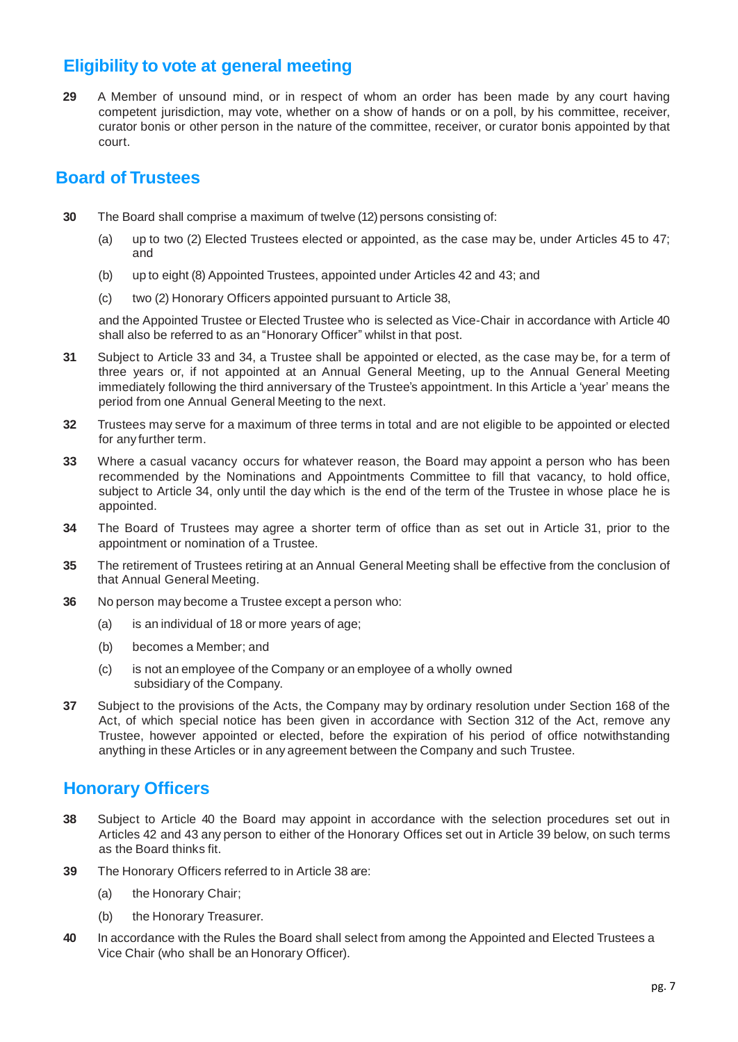## Eligibility to vote at general meeting

**29** A Member of unsound mind, or in respect of whom an order has been made by any court having competent jurisdiction, may vote, whether on a show of hands or on a poll, by his committee, receiver, curator bonis or other person in the nature of the committee, receiver, or curator bonis appointed by that court.

## Board of Trustees

**30** The Board shall comprise a maximum of twelve (12) persons consisting of:

(a) up to two (2) Elected Trustees elected or appointed, as the case may be, under Articles 45 to 47; and

(b) up to eight (8) Appointed Trustees, appointed under Articles 42 and 43; and

(c) two (2) Honorary Officers appointed pursuant to Article 38,

and the Appointed Trustee or Elected Trustee who is selected as Vice-Chair in accordance with Article 40 shall also be referred to as an "Honorary Officer" whilst in that post.

**31** Subject to Article 33 and 34, a Trustee shall be appointed or elected, as the case may be, for a term of three years or, if not appointed at an Annual General Meeting, up to the Annual General Meeting immediately following the third anniversary of the Trustee's appointment. In this Article a 'year' means the period from one Annual General Meeting to the next.

**32** Trustees may serve for a maximum of three terms in total and are not eligible to be appointed or elected for any further term.

**33** Where a casual vacancy occurs for whatever reason, the Board may appoint a person who has been recommended by the Nominations and Appointments Committee to fill that vacancy, to hold office, subject to Article 34, only until the day which is the end of the term of the Trustee in whose place he is appointed.

**34** The Board of Trustees may agree a shorter term of office than as set out in Article 31, prior to the appointment or nomination of a Trustee.

**35** The retirement of Trustees retiring at an Annual General Meeting shall be effective from the conclusion of that Annual General Meeting.

**36** No person may become a Trustee except a person who:

(a) is an individual of 18 or more years of age;

(b) becomes a Member; and

(c) is not an employee of the Company or an employee of a wholly owned subsidiary of the Company.

**37** Subject to the provisions of the Acts, the Company may by ordinary resolution under Section 168 of the Act, of which special notice has been given in accordance with Section 312 of the Act, remove any Trustee, however appointed or elected, before the expiration of his period of office notwithstanding anything in these Articles or in any agreement between the Company and such Trustee.

## Honorary Officers

**38** Subject to Article 40 the Board may appoint in accordance with the selection procedures set out in Articles 42 and 43 any person to either of the Honorary Offices set out in Article 39 below, on such terms as the Board thinks fit.

**39** The Honorary Officers referred to in Article 38 are:

(a) the Honorary Chair;

(b) the Honorary Treasurer.

**40** In accordance with the Rules the Board shall select from among the Appointed and Elected Trustees a Vice Chair (who shall be an Honorary Officer).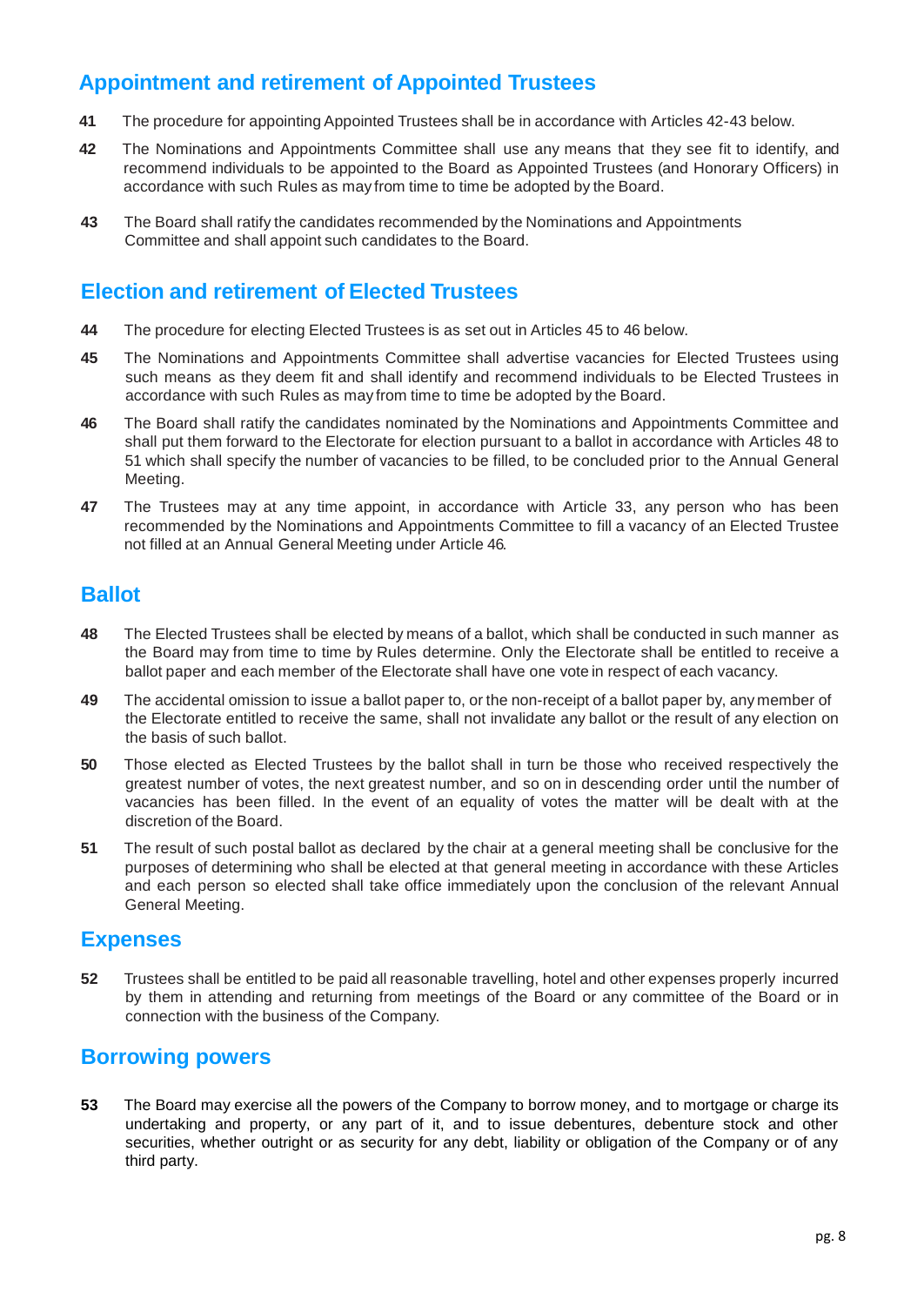## Appointment and retirement of Appointed Trustees

**41** The procedure for appointing Appointed Trustees shall be in accordance with Articles 42-43 below.

**42** The Nominations and Appointments Committee shall use any means that they see fit to identify, and recommend individuals to be appointed to the Board as Appointed Trustees (and Honorary Officers) in accordance with such Rules as may from time to time be adopted by the Board.

**43** The Board shall ratify the candidates recommended by the Nominations and Appointments Committee and shall appoint such candidates to the Board.

## Election and retirement of Elected Trustees

**44** The procedure for electing Elected Trustees is as set out in Articles 45 to 46 below.

**45** The Nominations and Appointments Committee shall advertise vacancies for Elected Trustees using such means as they deem fit and shall identify and recommend individuals to be Elected Trustees in accordance with such Rules as may from time to time be adopted by the Board.

**46** The Board shall ratify the candidates nominated by the Nominations and Appointments Committee and shall put them forward to the Electorate for election pursuant to a ballot in accordance with Articles 48 to 51 which shall specify the number of vacancies to be filled, to be concluded prior to the Annual General Meeting.

**47** The Trustees may at any time appoint, in accordance with Article 33, any person who has been recommended by the Nominations and Appointments Committee to fill a vacancy of an Elected Trustee not filled at an Annual General Meeting under Article 46.

## Ballot

**48** The Elected Trustees shall be elected by means of a ballot, which shall be conducted in such manner as the Board may from time to time by Rules determine. Only the Electorate shall be entitled to receive a ballot paper and each member of the Electorate shall have one vote in respect of each vacancy.

**49** The accidental omission to issue a ballot paper to, or the non-receipt of a ballot paper by, any member of the Electorate entitled to receive the same, shall not invalidate any ballot or the result of any election on the basis of such ballot.

**50** Those elected as Elected Trustees by the ballot shall in turn be those who received respectively the greatest number of votes, the next greatest number, and so on in descending order until the number of vacancies has been filled. In the event of an equality of votes the matter will be dealt with at the discretion of the Board.

**51** The result of such postal ballot as declared by the chair at a general meeting shall be conclusive for the purposes of determining who shall be elected at that general meeting in accordance with these Articles and each person so elected shall take office immediately upon the conclusion of the relevant Annual General Meeting.

## Expenses

**52** Trustees shall be entitled to be paid all reasonable travelling, hotel and other expenses properly incurred by them in attending and returning from meetings of the Board or any committee of the Board or in connection with the business of the Company.

## Borrowing powers

**53** The Board may exercise all the powers of the Company to borrow money, and to mortgage or charge its undertaking and property, or any part of it, and to issue debentures, debenture stock and other securities, whether outright or as security for any debt, liability or obligation of the Company or of any third party.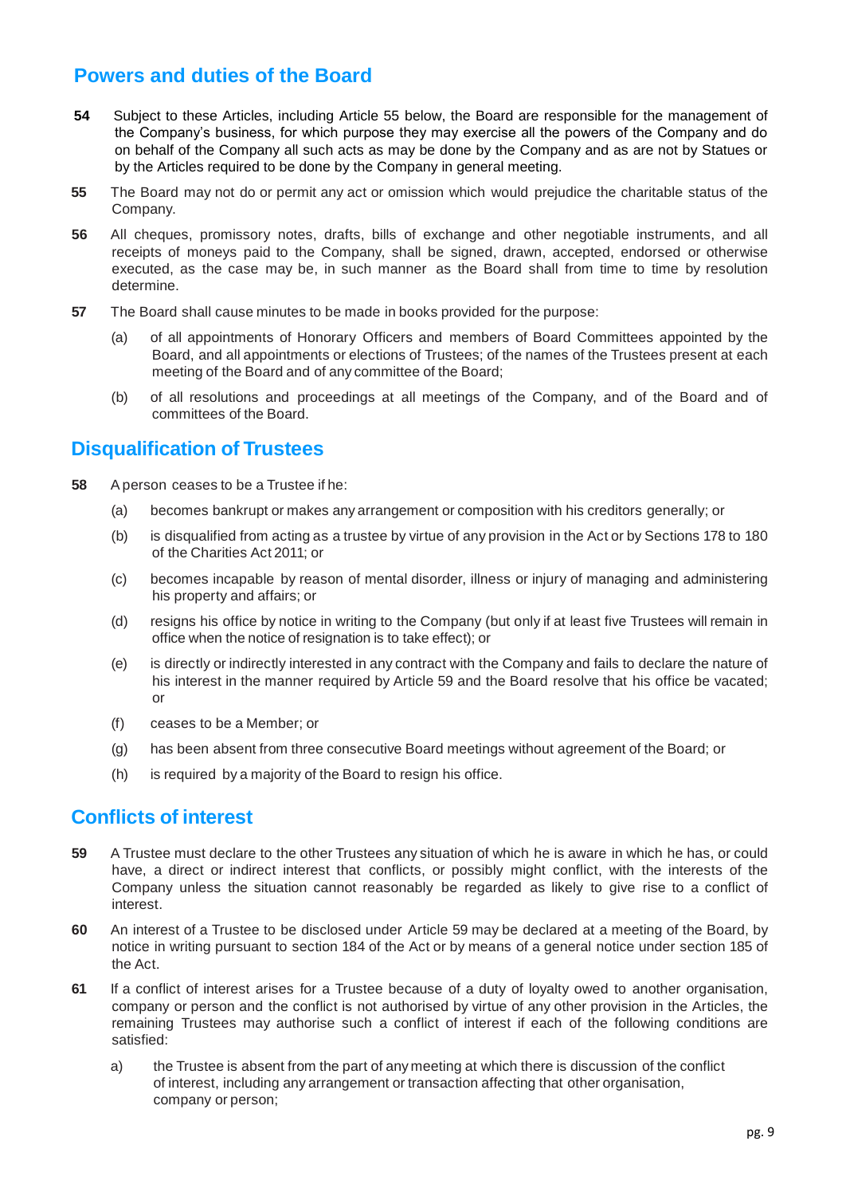## Powers and duties of the Board

**54** Subject to these Articles, including Article 55 below, the Board are responsible for the management of the Company's business, for which purpose they may exercise all the powers of the Company and do on behalf of the Company all such acts as may be done by the Company and as are not by Statues or by the Articles required to be done by the Company in general meeting.

**55** The Board may not do or permit any act or omission which would prejudice the charitable status of the Company.

**56** All cheques, promissory notes, drafts, bills of exchange and other negotiable instruments, and all receipts of moneys paid to the Company, shall be signed, drawn, accepted, endorsed or otherwise executed, as the case may be, in such manner as the Board shall from time to time by resolution determine.

**57** The Board shall cause minutes to be made in books provided for the purpose:

- (a) of all appointments of Honorary Officers and members of Board Committees appointed by the Board, and all appointments or elections of Trustees; of the names of the Trustees present at each meeting of the Board and of any committee of the Board;
- (b) of all resolutions and proceedings at all meetings of the Company, and of the Board and of committees of the Board.

## Disqualification of Trustees

**58** A person ceases to be a Trustee if he:

- (a) becomes bankrupt or makes any arrangement or composition with his creditors generally; or
- (b) is disqualified from acting as a trustee by virtue of any provision in the Act or by Sections 178 to 180 of the Charities Act 2011; or
- (c) becomes incapable by reason of mental disorder, illness or injury of managing and administering his property and affairs; or
- (d) resigns his office by notice in writing to the Company (but only if at least five Trustees will remain in office when the notice of resignation is to take effect); or
- (e) is directly or indirectly interested in any contract with the Company and fails to declare the nature of his interest in the manner required by Article 59 and the Board resolve that his office be vacated; or
- (f) ceases to be a Member; or
- (g) has been absent from three consecutive Board meetings without agreement of the Board; or
- (h) is required by a majority of the Board to resign his office.

## Conflicts of interest

**59** A Trustee must declare to the other Trustees any situation of which he is aware in which he has, or could have, a direct or indirect interest that conflicts, or possibly might conflict, with the interests of the Company unless the situation cannot reasonably be regarded as likely to give rise to a conflict of interest.

**60** An interest of a Trustee to be disclosed under Article 59 may be declared at a meeting of the Board, by notice in writing pursuant to section 184 of the Act or by means of a general notice under section 185 of the Act.

**61** If a conflict of interest arises for a Trustee because of a duty of loyalty owed to another organisation, company or person and the conflict is not authorised by virtue of any other provision in the Articles, the remaining Trustees may authorise such a conflict of interest if each of the following conditions are satisfied:

- a) the Trustee is absent from the part of any meeting at which there is discussion of the conflict of interest, including any arrangement or transaction affecting that other organisation, company or person;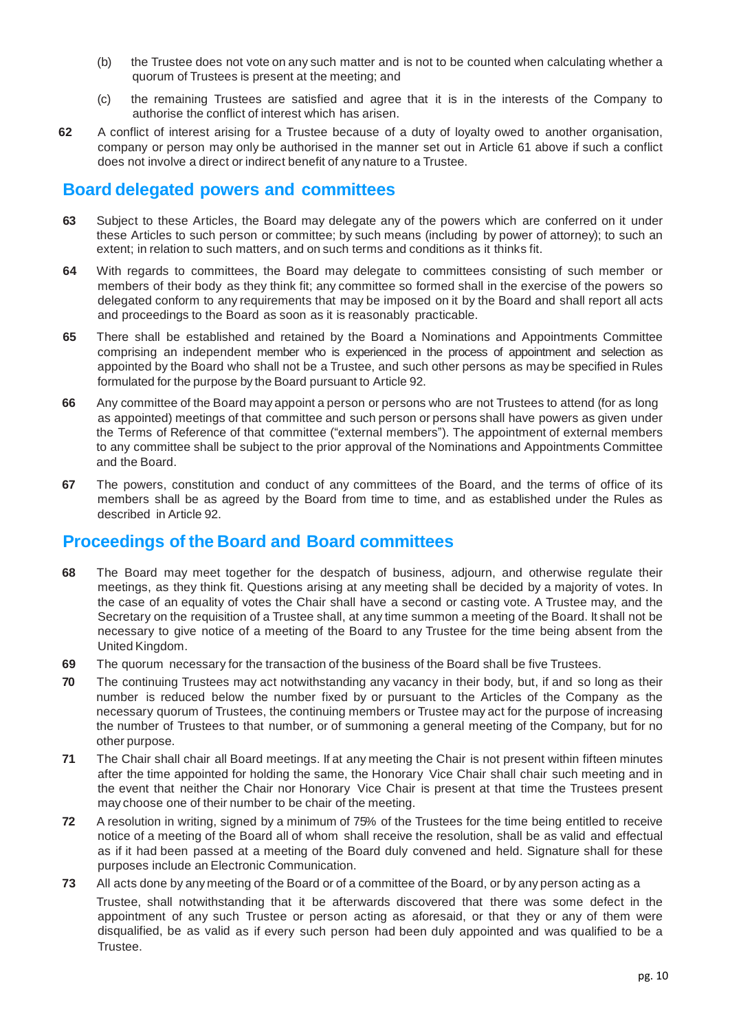(b) the Trustee does not vote on any such matter and is not to be counted when calculating whether a quorum of Trustees is present at the meeting; and

(c) the remaining Trustees are satisfied and agree that it is in the interests of the Company to authorise the conflict of interest which has arisen.

**62** A conflict of interest arising for a Trustee because of a duty of loyalty owed to another organisation, company or person may only be authorised in the manner set out in Article 61 above if such a conflict does not involve a direct or indirect benefit of any nature to a Trustee.

## Board delegated powers and committees

**63** Subject to these Articles, the Board may delegate any of the powers which are conferred on it under these Articles to such person or committee; by such means (including by power of attorney); to such an extent; in relation to such matters, and on such terms and conditions as it thinks fit.

**64** With regards to committees, the Board may delegate to committees consisting of such member or members of their body as they think fit; any committee so formed shall in the exercise of the powers so delegated conform to any requirements that may be imposed on it by the Board and shall report all acts and proceedings to the Board as soon as it is reasonably practicable.

**65** There shall be established and retained by the Board a Nominations and Appointments Committee comprising an independent member who is experienced in the process of appointment and selection as appointed by the Board who shall not be a Trustee, and such other persons as may be specified in Rules formulated for the purpose by the Board pursuant to Article 92.

**66** Any committee of the Board may appoint a person or persons who are not Trustees to attend (for as long as appointed) meetings of that committee and such person or persons shall have powers as given under the Terms of Reference of that committee ("external members"). The appointment of external members to any committee shall be subject to the prior approval of the Nominations and Appointments Committee and the Board.

**67** The powers, constitution and conduct of any committees of the Board, and the terms of office of its members shall be as agreed by the Board from time to time, and as established under the Rules as described in Article 92.

## Proceedings of the Board and Board committees

**68** The Board may meet together for the despatch of business, adjourn, and otherwise regulate their meetings, as they think fit. Questions arising at any meeting shall be decided by a majority of votes. In the case of an equality of votes the Chair shall have a second or casting vote. A Trustee may, and the Secretary on the requisition of a Trustee shall, at any time summon a meeting of the Board. It shall not be necessary to give notice of a meeting of the Board to any Trustee for the time being absent from the United Kingdom.

**69** The quorum necessary for the transaction of the business of the Board shall be five Trustees.

**70** The continuing Trustees may act notwithstanding any vacancy in their body, but, if and so long as their number is reduced below the number fixed by or pursuant to the Articles of the Company as the necessary quorum of Trustees, the continuing members or Trustee may act for the purpose of increasing the number of Trustees to that number, or of summoning a general meeting of the Company, but for no other purpose.

**71** The Chair shall chair all Board meetings. If at any meeting the Chair is not present within fifteen minutes after the time appointed for holding the same, the Honorary Vice Chair shall chair such meeting and in the event that neither the Chair nor Honorary Vice Chair is present at that time the Trustees present may choose one of their number to be chair of the meeting.

**72** A resolution in writing, signed by a minimum of 75% of the Trustees for the time being entitled to receive notice of a meeting of the Board all of whom shall receive the resolution, shall be as valid and effectual as if it had been passed at a meeting of the Board duly convened and held. Signature shall for these purposes include an Electronic Communication.

**73** All acts done by any meeting of the Board or of a committee of the Board, or by any person acting as a Trustee, shall notwithstanding that it be afterwards discovered that there was some defect in the appointment of any such Trustee or person acting as aforesaid, or that they or any of them were disqualified, be as valid as if every such person had been duly appointed and was qualified to be a Trustee.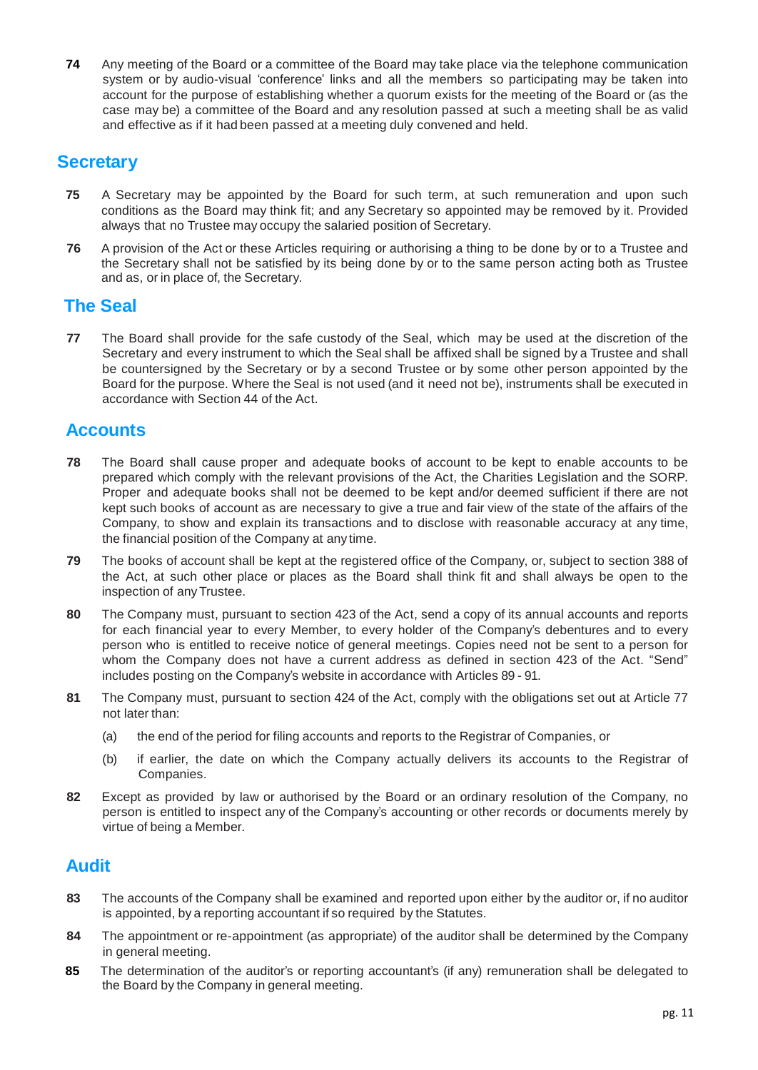**74** Any meeting of the Board or a committee of the Board may take place via the telephone communication system or by audio-visual 'conference' links and all the members so participating may be taken into account for the purpose of establishing whether a quorum exists for the meeting of the Board or (as the case may be) a committee of the Board and any resolution passed at such a meeting shall be as valid and effective as if it had been passed at a meeting duly convened and held.

## Secretary

**75** A Secretary may be appointed by the Board for such term, at such remuneration and upon such conditions as the Board may think fit; and any Secretary so appointed may be removed by it. Provided always that no Trustee may occupy the salaried position of Secretary.

**76** A provision of the Act or these Articles requiring or authorising a thing to be done by or to a Trustee and the Secretary shall not be satisfied by its being done by or to the same person acting both as Trustee and as, or in place of, the Secretary.

## The Seal

**77** The Board shall provide for the safe custody of the Seal, which may be used at the discretion of the Secretary and every instrument to which the Seal shall be affixed shall be signed by a Trustee and shall be countersigned by the Secretary or by a second Trustee or by some other person appointed by the Board for the purpose. Where the Seal is not used (and it need not be), instruments shall be executed in accordance with Section 44 of the Act.

## Accounts

**78** The Board shall cause proper and adequate books of account to be kept to enable accounts to be prepared which comply with the relevant provisions of the Act, the Charities Legislation and the SORP. Proper and adequate books shall not be deemed to be kept and/or deemed sufficient if there are not kept such books of account as are necessary to give a true and fair view of the state of the affairs of the Company, to show and explain its transactions and to disclose with reasonable accuracy at any time, the financial position of the Company at any time.

**79** The books of account shall be kept at the registered office of the Company, or, subject to section 388 of the Act, at such other place or places as the Board shall think fit and shall always be open to the inspection of any Trustee.

**80** The Company must, pursuant to section 423 of the Act, send a copy of its annual accounts and reports for each financial year to every Member, to every holder of the Company's debentures and to every person who is entitled to receive notice of general meetings. Copies need not be sent to a person for whom the Company does not have a current address as defined in section 423 of the Act. "Send" includes posting on the Company's website in accordance with Articles 89 - 91.

**81** The Company must, pursuant to section 424 of the Act, comply with the obligations set out at Article 77 not later than:

(a) the end of the period for filing accounts and reports to the Registrar of Companies, or

(b) if earlier, the date on which the Company actually delivers its accounts to the Registrar of Companies.

**82** Except as provided by law or authorised by the Board or an ordinary resolution of the Company, no person is entitled to inspect any of the Company's accounting or other records or documents merely by virtue of being a Member.

## Audit

**83** The accounts of the Company shall be examined and reported upon either by the auditor or, if no auditor is appointed, by a reporting accountant if so required by the Statutes.

**84** The appointment or re-appointment (as appropriate) of the auditor shall be determined by the Company in general meeting.

**85** The determination of the auditor's or reporting accountant's (if any) remuneration shall be delegated to the Board by the Company in general meeting.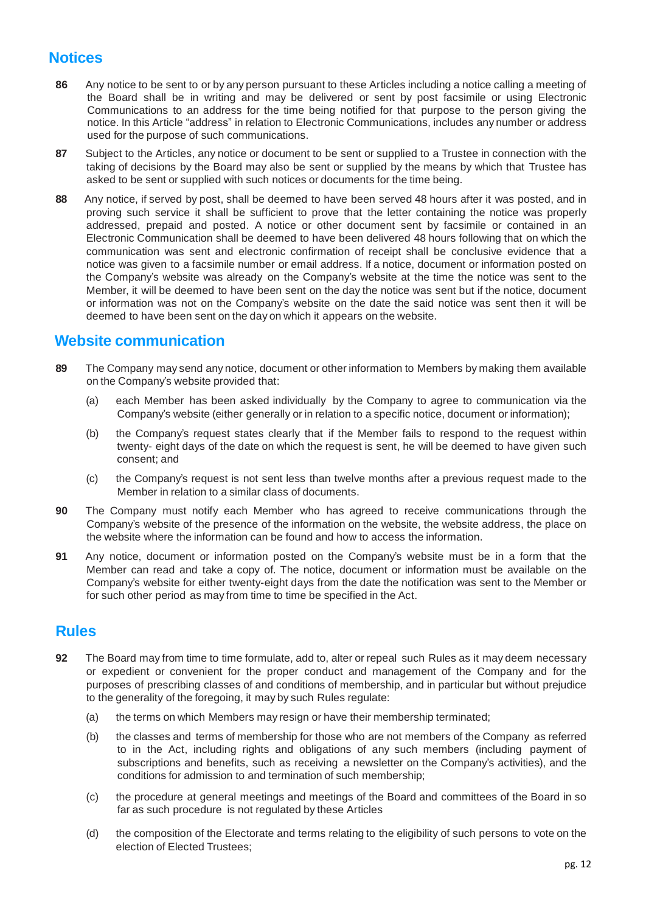## Notices

**86** Any notice to be sent to or by any person pursuant to these Articles including a notice calling a meeting of the Board shall be in writing and may be delivered or sent by post facsimile or using Electronic Communications to an address for the time being notified for that purpose to the person giving the notice. In this Article "address" in relation to Electronic Communications, includes any number or address used for the purpose of such communications.

**87** Subject to the Articles, any notice or document to be sent or supplied to a Trustee in connection with the taking of decisions by the Board may also be sent or supplied by the means by which that Trustee has asked to be sent or supplied with such notices or documents for the time being.

**88** Any notice, if served by post, shall be deemed to have been served 48 hours after it was posted, and in proving such service it shall be sufficient to prove that the letter containing the notice was properly addressed, prepaid and posted. A notice or other document sent by facsimile or contained in an Electronic Communication shall be deemed to have been delivered 48 hours following that on which the communication was sent and electronic confirmation of receipt shall be conclusive evidence that a notice was given to a facsimile number or email address. If a notice, document or information posted on the Company's website was already on the Company's website at the time the notice was sent to the Member, it will be deemed to have been sent on the day the notice was sent but if the notice, document or information was not on the Company's website on the date the said notice was sent then it will be deemed to have been sent on the day on which it appears on the website.

## Website communication

**89** The Company may send any notice, document or other information to Members by making them available on the Company's website provided that:

(a) each Member has been asked individually by the Company to agree to communication via the Company's website (either generally or in relation to a specific notice, document or information);

(b) the Company's request states clearly that if the Member fails to respond to the request within twenty- eight days of the date on which the request is sent, he will be deemed to have given such consent; and

(c) the Company's request is not sent less than twelve months after a previous request made to the Member in relation to a similar class of documents.

**90** The Company must notify each Member who has agreed to receive communications through the Company's website of the presence of the information on the website, the website address, the place on the website where the information can be found and how to access the information.

**91** Any notice, document or information posted on the Company's website must be in a form that the Member can read and take a copy of. The notice, document or information must be available on the Company's website for either twenty-eight days from the date the notification was sent to the Member or for such other period as may from time to time be specified in the Act.

## Rules

**92** The Board may from time to time formulate, add to, alter or repeal such Rules as it may deem necessary or expedient or convenient for the proper conduct and management of the Company and for the purposes of prescribing classes of and conditions of membership, and in particular but without prejudice to the generality of the foregoing, it may by such Rules regulate:

(a) the terms on which Members may resign or have their membership terminated;

(b) the classes and terms of membership for those who are not members of the Company as referred to in the Act, including rights and obligations of any such members (including payment of subscriptions and benefits, such as receiving a newsletter on the Company's activities), and the conditions for admission to and termination of such membership;

(c) the procedure at general meetings and meetings of the Board and committees of the Board in so far as such procedure is not regulated by these Articles

(d) the composition of the Electorate and terms relating to the eligibility of such persons to vote on the election of Elected Trustees;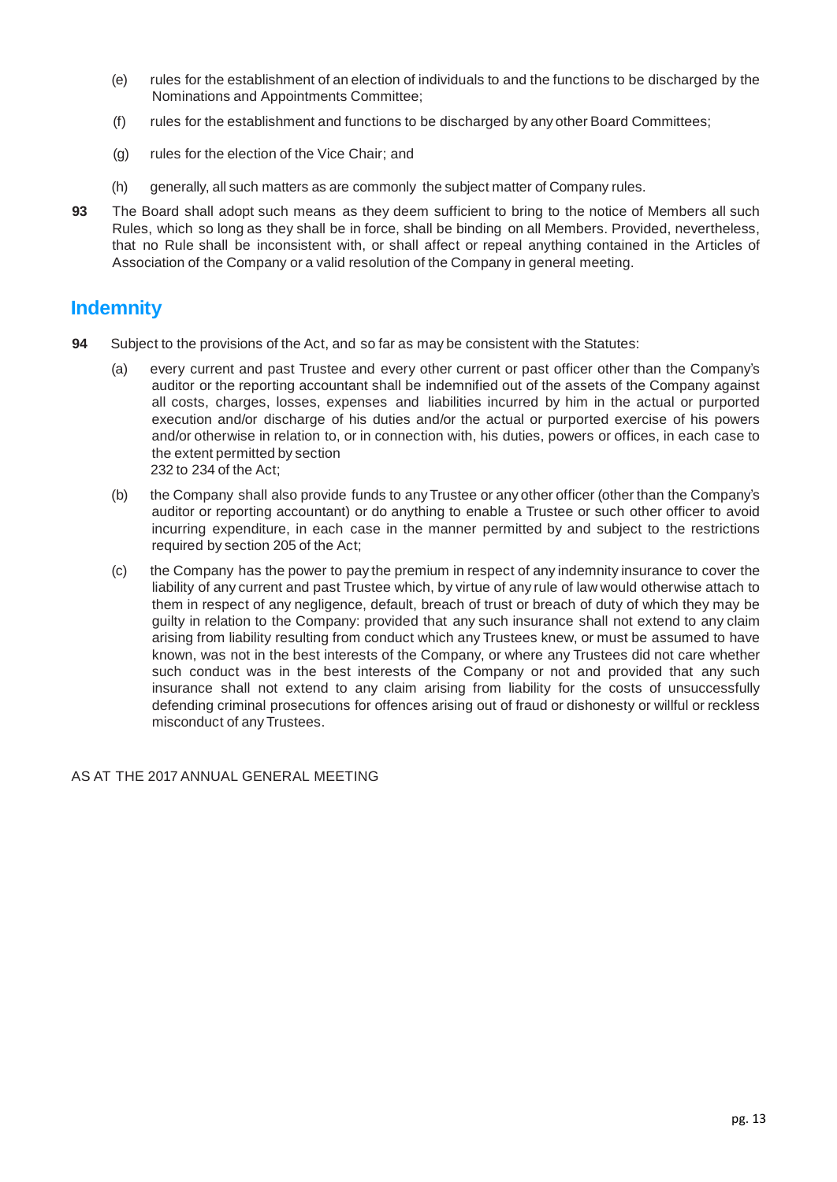(e) rules for the establishment of an election of individuals to and the functions to be discharged by the Nominations and Appointments Committee;

(f) rules for the establishment and functions to be discharged by any other Board Committees;

(g) rules for the election of the Vice Chair; and

(h) generally, all such matters as are commonly the subject matter of Company rules.

**93** The Board shall adopt such means as they deem sufficient to bring to the notice of Members all such Rules, which so long as they shall be in force, shall be binding on all Members. Provided, nevertheless, that no Rule shall be inconsistent with, or shall affect or repeal anything contained in the Articles of Association of the Company or a valid resolution of the Company in general meeting.

## Indemnity

**94** Subject to the provisions of the Act, and so far as may be consistent with the Statutes:

(a) every current and past Trustee and every other current or past officer other than the Company's auditor or the reporting accountant shall be indemnified out of the assets of the Company against all costs, charges, losses, expenses and liabilities incurred by him in the actual or purported execution and/or discharge of his duties and/or the actual or purported exercise of his powers and/or otherwise in relation to, or in connection with, his duties, powers or offices, in each case to the extent permitted by section 232 to 234 of the Act;

(b) the Company shall also provide funds to any Trustee or any other officer (other than the Company's auditor or reporting accountant) or do anything to enable a Trustee or such other officer to avoid incurring expenditure, in each case in the manner permitted by and subject to the restrictions required by section 205 of the Act;

(c) the Company has the power to pay the premium in respect of any indemnity insurance to cover the liability of any current and past Trustee which, by virtue of any rule of law would otherwise attach to them in respect of any negligence, default, breach of trust or breach of duty of which they may be guilty in relation to the Company: provided that any such insurance shall not extend to any claim arising from liability resulting from conduct which any Trustees knew, or must be assumed to have known, was not in the best interests of the Company, or where any Trustees did not care whether such conduct was in the best interests of the Company or not and provided that any such insurance shall not extend to any claim arising from liability for the costs of unsuccessfully defending criminal prosecutions for offences arising out of fraud or dishonesty or willful or reckless misconduct of any Trustees.

AS AT THE 2017 ANNUAL GENERAL MEETING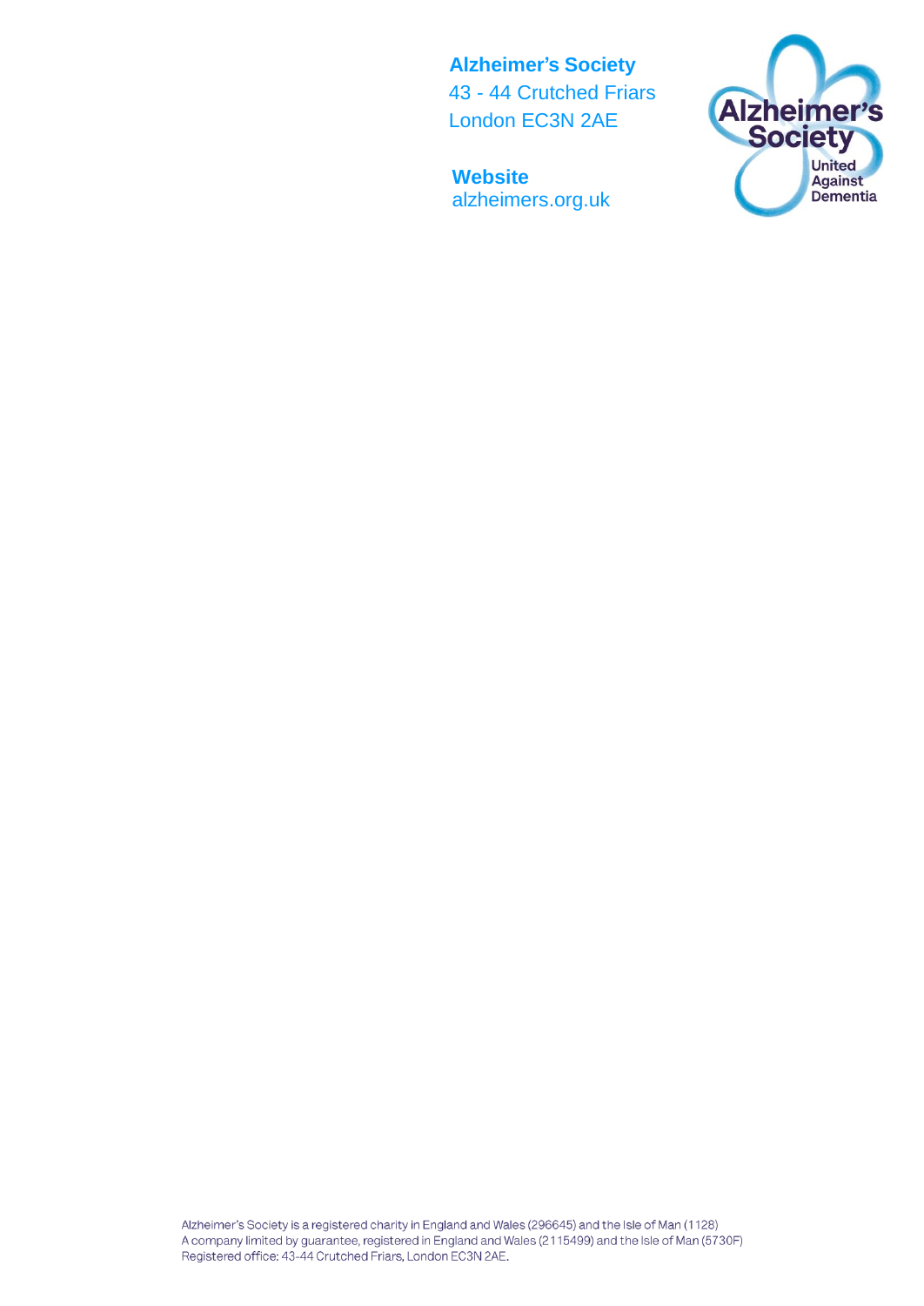**Alzheimer's Society**
43 - 44 Crutched Friars
London EC3N 2AE

**Website**
alzheimers.org.uk

Alzheimer's Society is a registered charity in England and Wales (296645) and the Isle of Man (1128)
A company limited by guarantee, registered in England and Wales (2115499) and the Isle of Man (5730F)
Registered office: 43-44 Crutched Friars, London EC3N 2AE.